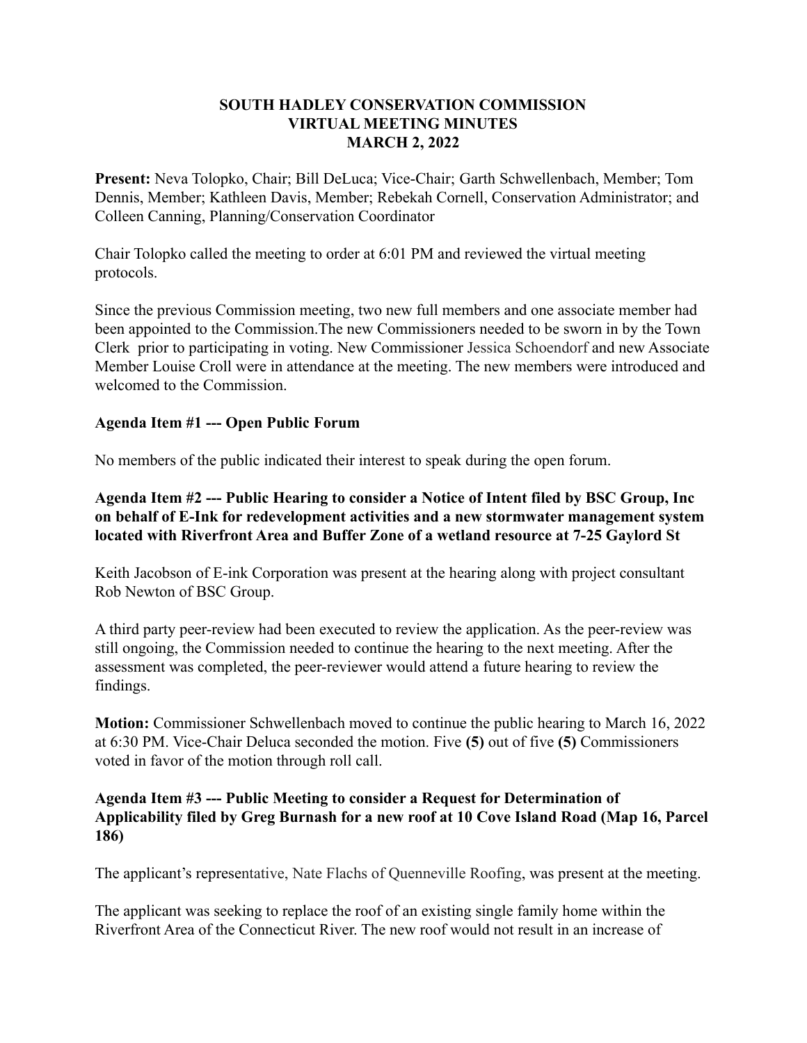**SOUTH HADLEY CONSERVATION COMMISSION**
**VIRTUAL MEETING MINUTES**
**MARCH 2, 2022**

**Present:** Neva Tolopko, Chair; Bill DeLuca; Vice-Chair; Garth Schwellenbach, Member; Tom Dennis, Member; Kathleen Davis, Member; Rebekah Cornell, Conservation Administrator; and Colleen Canning, Planning/Conservation Coordinator

Chair Tolopko called the meeting to order at 6:01 PM and reviewed the virtual meeting protocols.

Since the previous Commission meeting, two new full members and one associate member had been appointed to the Commission.The new Commissioners needed to be sworn in by the Town Clerk prior to participating in voting. New Commissioner Jessica Schoendorf and new Associate Member Louise Croll were in attendance at the meeting. The new members were introduced and welcomed to the Commission.

**Agenda Item #1 --- Open Public Forum**

No members of the public indicated their interest to speak during the open forum.

**Agenda Item #2 --- Public Hearing to consider a Notice of Intent filed by BSC Group, Inc on behalf of E-Ink for redevelopment activities and a new stormwater management system located with Riverfront Area and Buffer Zone of a wetland resource at 7-25 Gaylord St**

Keith Jacobson of E-ink Corporation was present at the hearing along with project consultant Rob Newton of BSC Group.

A third party peer-review had been executed to review the application. As the peer-review was still ongoing, the Commission needed to continue the hearing to the next meeting. After the assessment was completed, the peer-reviewer would attend a future hearing to review the findings.

**Motion:** Commissioner Schwellenbach moved to continue the public hearing to March 16, 2022 at 6:30 PM. Vice-Chair Deluca seconded the motion. Five **(5)** out of five **(5)** Commissioners voted in favor of the motion through roll call.

**Agenda Item #3 --- Public Meeting to consider a Request for Determination of Applicability filed by Greg Burnash for a new roof at 10 Cove Island Road (Map 16, Parcel 186)**

The applicant's representative, Nate Flachs of Quenneville Roofing, was present at the meeting.

The applicant was seeking to replace the roof of an existing single family home within the Riverfront Area of the Connecticut River. The new roof would not result in an increase of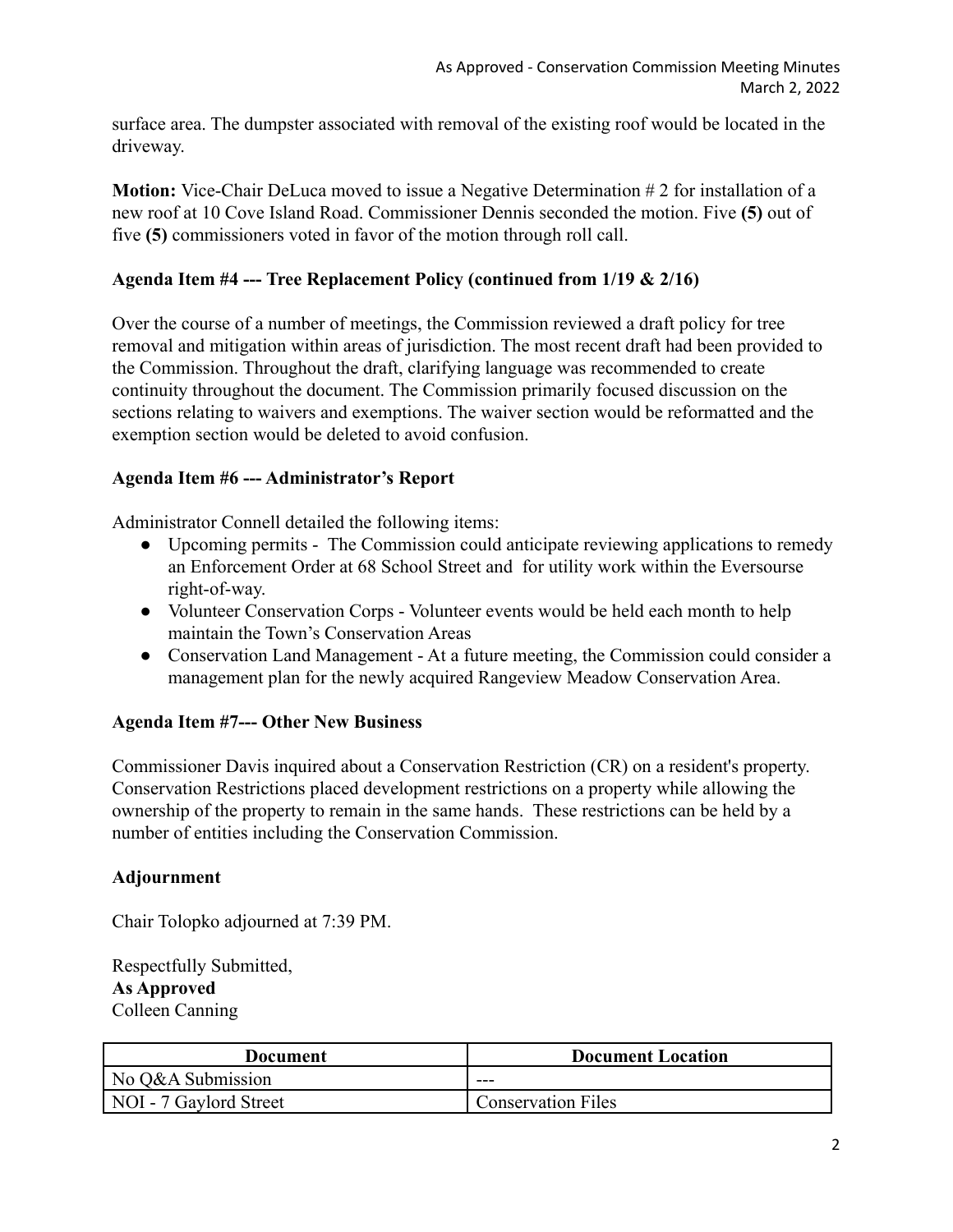surface area. The dumpster associated with removal of the existing roof would be located in the driveway.

**Motion:** Vice-Chair DeLuca moved to issue a Negative Determination # 2 for installation of a new roof at 10 Cove Island Road. Commissioner Dennis seconded the motion. Five **(5)** out of five **(5)** commissioners voted in favor of the motion through roll call.

**Agenda Item #4 --- Tree Replacement Policy (continued from 1/19 & 2/16)**

Over the course of a number of meetings, the Commission reviewed a draft policy for tree removal and mitigation within areas of jurisdiction. The most recent draft had been provided to the Commission. Throughout the draft, clarifying language was recommended to create continuity throughout the document. The Commission primarily focused discussion on the sections relating to waivers and exemptions. The waiver section would be reformatted and the exemption section would be deleted to avoid confusion.

**Agenda Item #6 --- Administrator's Report**

Administrator Connell detailed the following items:

- Upcoming permits - The Commission could anticipate reviewing applications to remedy an Enforcement Order at 68 School Street and for utility work within the Eversourse right-of-way.
- Volunteer Conservation Corps - Volunteer events would be held each month to help maintain the Town's Conservation Areas
- Conservation Land Management - At a future meeting, the Commission could consider a management plan for the newly acquired Rangeview Meadow Conservation Area.

**Agenda Item #7--- Other New Business**

Commissioner Davis inquired about a Conservation Restriction (CR) on a resident's property. Conservation Restrictions placed development restrictions on a property while allowing the ownership of the property to remain in the same hands. These restrictions can be held by a number of entities including the Conservation Commission.

**Adjournment**

Chair Tolopko adjourned at 7:39 PM.

Respectfully Submitted,
**As Approved**
Colleen Canning

| Document | Document Location |
|---|---|
| No Q&A Submission | --- |
| NOI - 7 Gaylord Street | Conservation Files |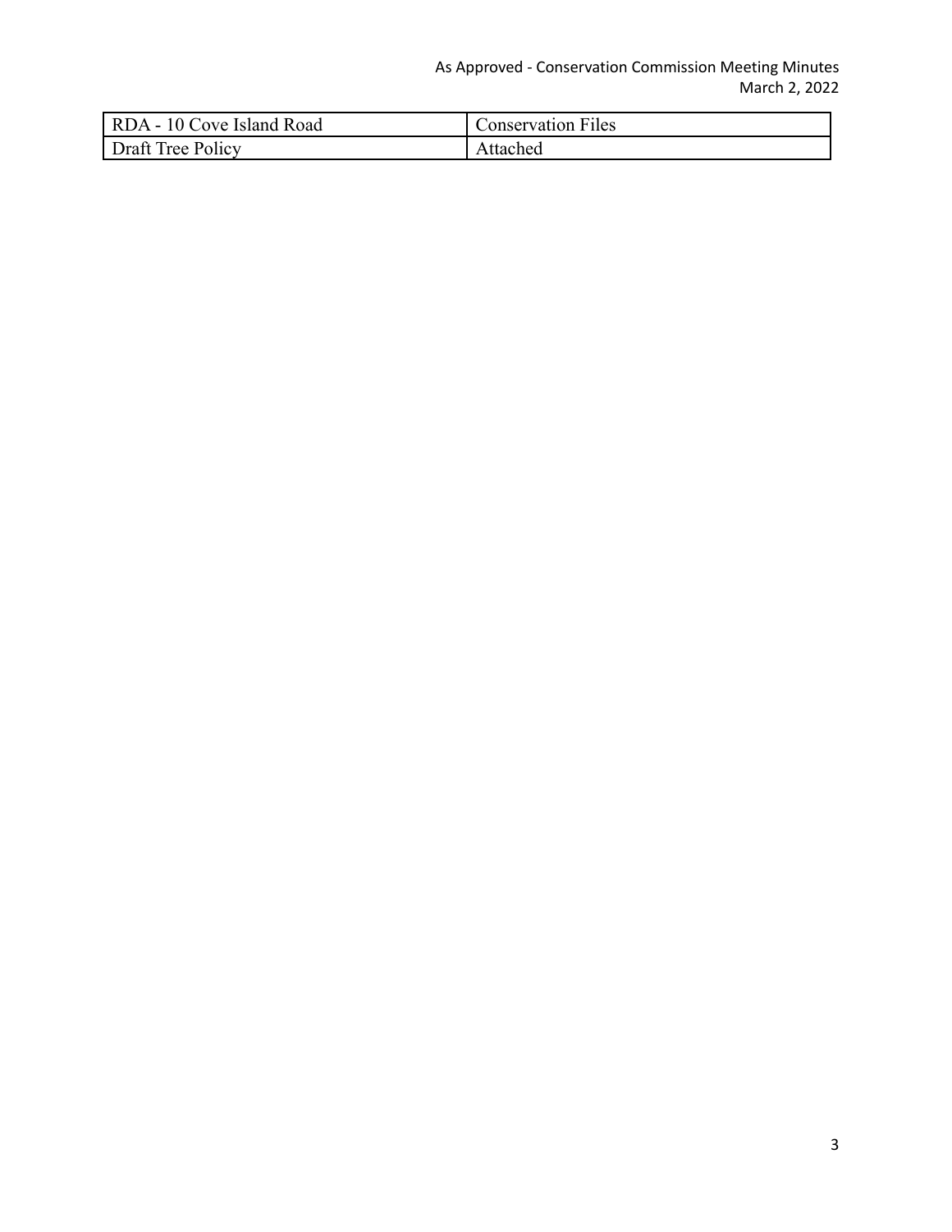| RDA - 10 Cove Island Road | Conservation Files |
| --- | --- |
| Draft Tree Policy | Attached |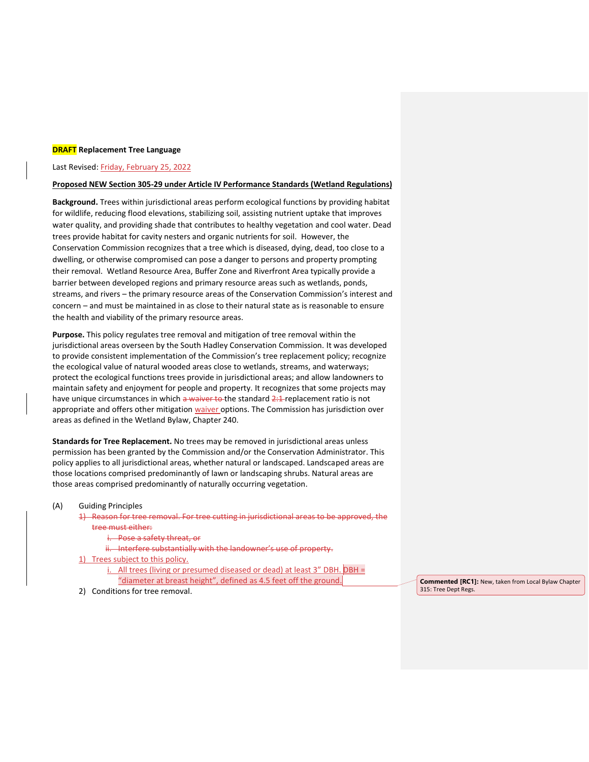**DRAFT Replacement Tree Language**

Last Revised: Friday, February 25, 2022

**Proposed NEW Section 305-29 under Article IV Performance Standards (Wetland Regulations)**

**Background.** Trees within jurisdictional areas perform ecological functions by providing habitat for wildlife, reducing flood elevations, stabilizing soil, assisting nutrient uptake that improves water quality, and providing shade that contributes to healthy vegetation and cool water. Dead trees provide habitat for cavity nesters and organic nutrients for soil. However, the Conservation Commission recognizes that a tree which is diseased, dying, dead, too close to a dwelling, or otherwise compromised can pose a danger to persons and property prompting their removal. Wetland Resource Area, Buffer Zone and Riverfront Area typically provide a barrier between developed regions and primary resource areas such as wetlands, ponds, streams, and rivers – the primary resource areas of the Conservation Commission's interest and concern – and must be maintained in as close to their natural state as is reasonable to ensure the health and viability of the primary resource areas.

**Purpose.** This policy regulates tree removal and mitigation of tree removal within the jurisdictional areas overseen by the South Hadley Conservation Commission. It was developed to provide consistent implementation of the Commission's tree replacement policy; recognize the ecological value of natural wooded areas close to wetlands, streams, and waterways; protect the ecological functions trees provide in jurisdictional areas; and allow landowners to maintain safety and enjoyment for people and property. It recognizes that some projects may have unique circumstances in which ~~a waiver to~~ the standard ~~2:1~~ replacement ratio is not appropriate and offers other mitigation waiver options. The Commission has jurisdiction over areas as defined in the Wetland Bylaw, Chapter 240.

**Standards for Tree Replacement.** No trees may be removed in jurisdictional areas unless permission has been granted by the Commission and/or the Conservation Administrator. This policy applies to all jurisdictional areas, whether natural or landscaped. Landscaped areas are those locations comprised predominantly of lawn or landscaping shrubs. Natural areas are those areas comprised predominantly of naturally occurring vegetation.

(A) Guiding Principles

~~1) Reason for tree removal. For tree cutting in jurisdictional areas to be approved, the tree must either:~~

~~i. Pose a safety threat, or~~

~~ii. Interfere substantially with the landowner's use of property.~~

1) Trees subject to this policy.

i. All trees (living or presumed diseased or dead) at least 3" DBH. DBH = "diameter at breast height", defined as 4.5 feet off the ground.

2) Conditions for tree removal.

**Commented [RC1]:** New, taken from Local Bylaw Chapter 315: Tree Dept Regs.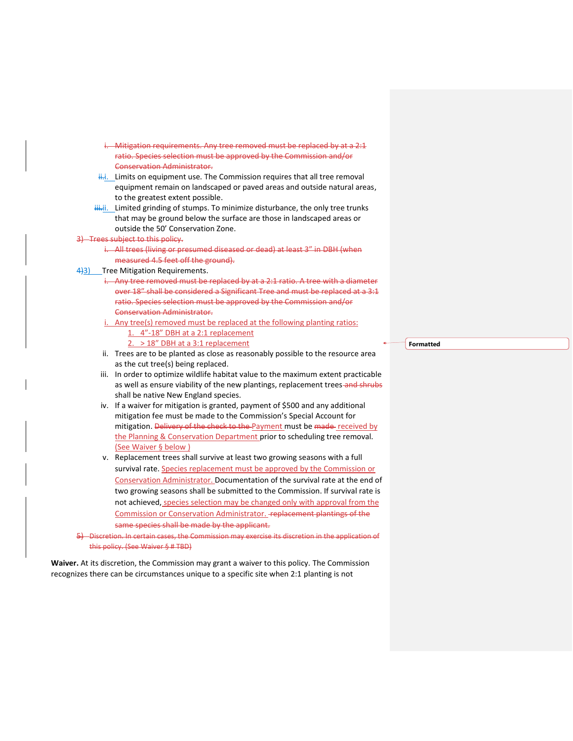i. ~~Mitigation requirements. Any tree removed must be replaced by at a 2:1 ratio. Species selection must be approved by the Commission and/or Conservation Administrator.~~

~~ii.~~i. Limits on equipment use. The Commission requires that all tree removal equipment remain on landscaped or paved areas and outside natural areas, to the greatest extent possible.

~~iii.~~ii. Limited grinding of stumps. To minimize disturbance, the only tree trunks that may be ground below the surface are those in landscaped areas or outside the 50' Conservation Zone.

~~3) Trees subject to this policy.~~

~~i. All trees (living or presumed diseased or dead) at least 3" in DBH (when measured 4.5 feet off the ground).~~

~~4)~~3) Tree Mitigation Requirements.

~~i. Any tree removed must be replaced by at a 2:1 ratio. A tree with a diameter over 18" shall be considered a Significant Tree and must be replaced at a 3:1 ratio. Species selection must be approved by the Commission and/or Conservation Administrator.~~

i. Any tree(s) removed must be replaced at the following planting ratios:
   1. 4"-18" DBH at a 2:1 replacement
   2. > 18" DBH at a 3:1 replacement

ii. Trees are to be planted as close as reasonably possible to the resource area as the cut tree(s) being replaced.

iii. In order to optimize wildlife habitat value to the maximum extent practicable as well as ensure viability of the new plantings, replacement trees ~~and shrubs~~ shall be native New England species.

iv. If a waiver for mitigation is granted, payment of $500 and any additional mitigation fee must be made to the Commission's Special Account for mitigation. ~~Delivery of the check to the~~ Payment must be ~~made~~ received by the Planning & Conservation Department prior to scheduling tree removal. (See Waiver § below )

v. Replacement trees shall survive at least two growing seasons with a full survival rate. Species replacement must be approved by the Commission or Conservation Administrator. Documentation of the survival rate at the end of two growing seasons shall be submitted to the Commission. If survival rate is not achieved, species selection may be changed only with approval from the Commission or Conservation Administrator. ~~replacement plantings of the same species shall be made by the applicant.~~

~~5) Discretion. In certain cases, the Commission may exercise its discretion in the application of this policy. (See Waiver § # TBD)~~

**Waiver.** At its discretion, the Commission may grant a waiver to this policy. The Commission recognizes there can be circumstances unique to a specific site when 2:1 planting is not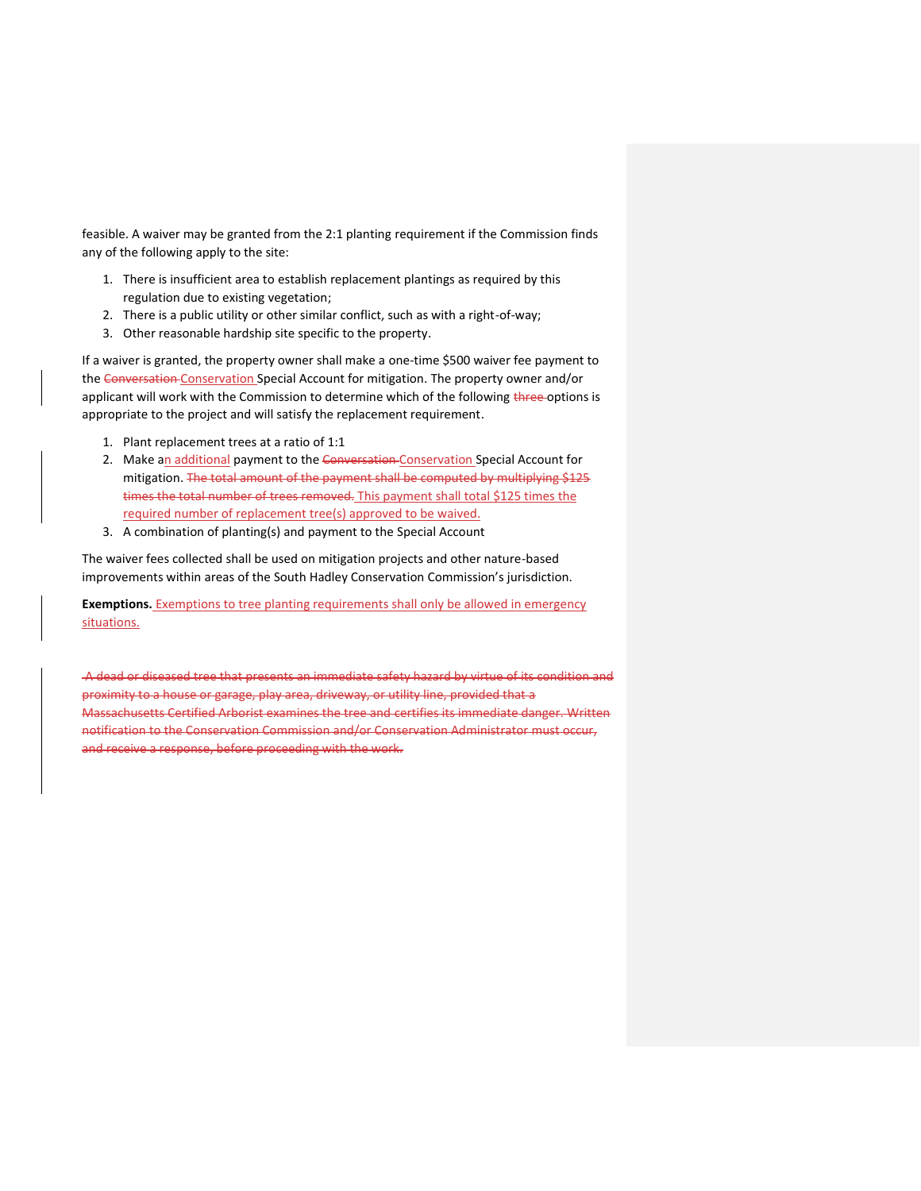feasible. A waiver may be granted from the 2:1 planting requirement if the Commission finds any of the following apply to the site:

1. There is insufficient area to establish replacement plantings as required by this regulation due to existing vegetation;
2. There is a public utility or other similar conflict, such as with a right-of-way;
3. Other reasonable hardship site specific to the property.

If a waiver is granted, the property owner shall make a one-time $500 waiver fee payment to the ~~Conversation~~ Conservation Special Account for mitigation. The property owner and/or applicant will work with the Commission to determine which of the following ~~three~~ options is appropriate to the project and will satisfy the replacement requirement.

1. Plant replacement trees at a ratio of 1:1
2. Make an additional payment to the ~~Conversation~~ Conservation Special Account for mitigation. ~~The total amount of the payment shall be computed by multiplying $125 times the total number of trees removed.~~ This payment shall total $125 times the required number of replacement tree(s) approved to be waived.
3. A combination of planting(s) and payment to the Special Account

The waiver fees collected shall be used on mitigation projects and other nature-based improvements within areas of the South Hadley Conservation Commission's jurisdiction.

**Exemptions.** Exemptions to tree planting requirements shall only be allowed in emergency situations.

~~A dead or diseased tree that presents an immediate safety hazard by virtue of its condition and proximity to a house or garage, play area, driveway, or utility line, provided that a Massachusetts Certified Arborist examines the tree and certifies its immediate danger. Written notification to the Conservation Commission and/or Conservation Administrator must occur, and receive a response, before proceeding with the work.~~